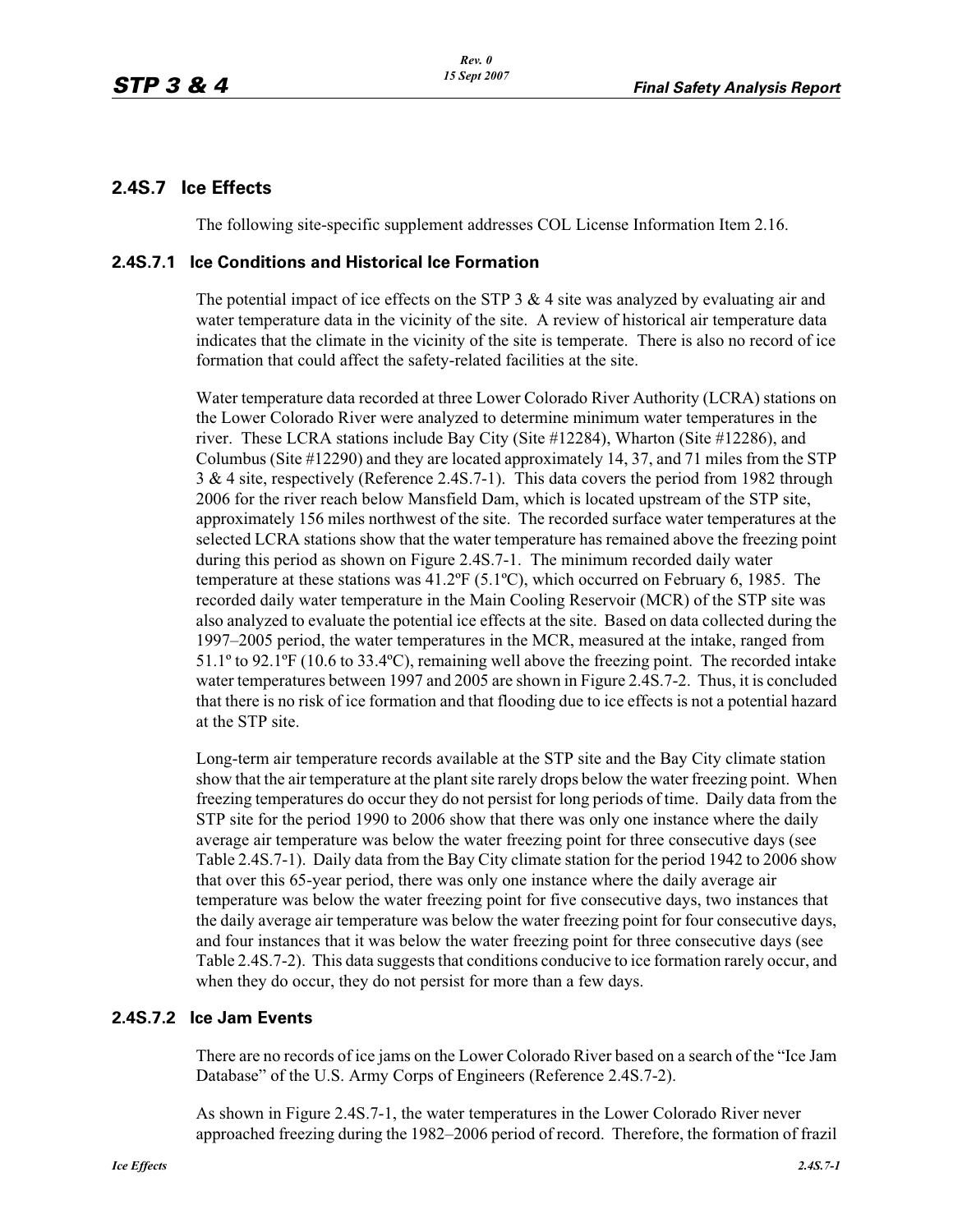## 2.4S.7 Ice Effects

The following site-specific supplement addresses COL License Information Item 2.16.

### 2.4S.7.1 Ice Conditions and Historical Ice Formation

The potential impact of ice effects on the STP 3 & 4 site was analyzed by evaluating air and water temperature data in the vicinity of the site. A review of historical air temperature data indicates that the climate in the vicinity of the site is temperate. There is also no record of ice formation that could affect the safety-related facilities at the site.

Water temperature data recorded at three Lower Colorado River Authority (LCRA) stations on the Lower Colorado River were analyzed to determine minimum water temperatures in the river. These LCRA stations include Bay City (Site #12284), Wharton (Site #12286), and Columbus (Site #12290) and they are located approximately 14, 37, and 71 miles from the STP 3 & 4 site, respectively (Reference 2.4S.7-1). This data covers the period from 1982 through 2006 for the river reach below Mansfield Dam, which is located upstream of the STP site, approximately 156 miles northwest of the site. The recorded surface water temperatures at the selected LCRA stations show that the water temperature has remained above the freezing point during this period as shown on Figure 2.4S.7-1. The minimum recorded daily water temperature at these stations was 41.2ºF (5.1ºC), which occurred on February 6, 1985. The recorded daily water temperature in the Main Cooling Reservoir (MCR) of the STP site was also analyzed to evaluate the potential ice effects at the site. Based on data collected during the 1997–2005 period, the water temperatures in the MCR, measured at the intake, ranged from 51.1º to 92.1ºF (10.6 to 33.4ºC), remaining well above the freezing point. The recorded intake water temperatures between 1997 and 2005 are shown in Figure 2.4S.7-2. Thus, it is concluded that there is no risk of ice formation and that flooding due to ice effects is not a potential hazard at the STP site.

Long-term air temperature records available at the STP site and the Bay City climate station show that the air temperature at the plant site rarely drops below the water freezing point. When freezing temperatures do occur they do not persist for long periods of time. Daily data from the STP site for the period 1990 to 2006 show that there was only one instance where the daily average air temperature was below the water freezing point for three consecutive days (see Table 2.4S.7-1). Daily data from the Bay City climate station for the period 1942 to 2006 show that over this 65-year period, there was only one instance where the daily average air temperature was below the water freezing point for five consecutive days, two instances that the daily average air temperature was below the water freezing point for four consecutive days, and four instances that it was below the water freezing point for three consecutive days (see Table 2.4S.7-2). This data suggests that conditions conducive to ice formation rarely occur, and when they do occur, they do not persist for more than a few days.

### 2.4S.7.2 Ice Jam Events

There are no records of ice jams on the Lower Colorado River based on a search of the "Ice Jam Database" of the U.S. Army Corps of Engineers (Reference 2.4S.7-2).

As shown in Figure 2.4S.7-1, the water temperatures in the Lower Colorado River never approached freezing during the 1982–2006 period of record. Therefore, the formation of frazil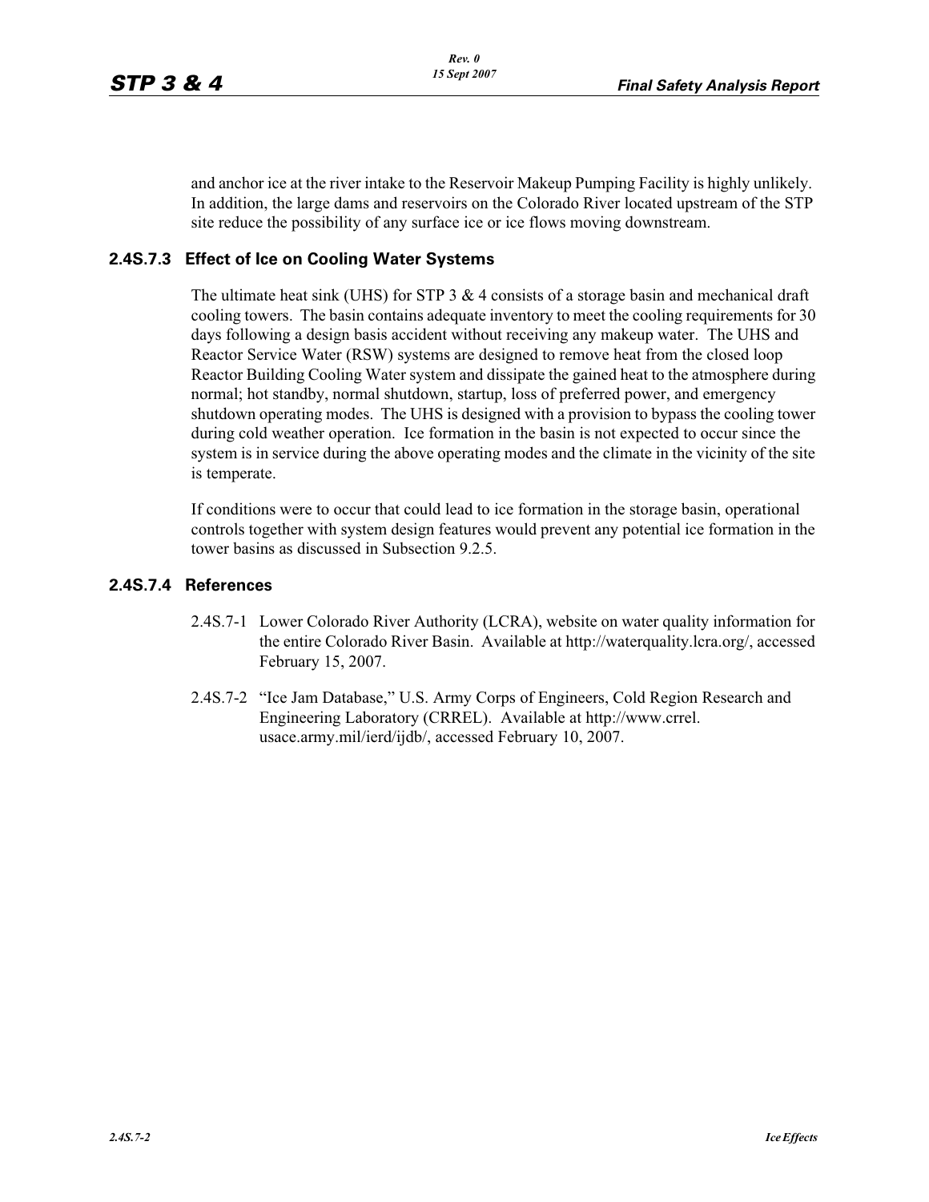and anchor ice at the river intake to the Reservoir Makeup Pumping Facility is highly unlikely. In addition, the large dams and reservoirs on the Colorado River located upstream of the STP site reduce the possibility of any surface ice or ice flows moving downstream.

### 2.4S.7.3 Effect of Ice on Cooling Water Systems

The ultimate heat sink (UHS) for STP 3 & 4 consists of a storage basin and mechanical draft cooling towers. The basin contains adequate inventory to meet the cooling requirements for 30 days following a design basis accident without receiving any makeup water. The UHS and Reactor Service Water (RSW) systems are designed to remove heat from the closed loop Reactor Building Cooling Water system and dissipate the gained heat to the atmosphere during normal; hot standby, normal shutdown, startup, loss of preferred power, and emergency shutdown operating modes. The UHS is designed with a provision to bypass the cooling tower during cold weather operation. Ice formation in the basin is not expected to occur since the system is in service during the above operating modes and the climate in the vicinity of the site is temperate.

If conditions were to occur that could lead to ice formation in the storage basin, operational controls together with system design features would prevent any potential ice formation in the tower basins as discussed in Subsection 9.2.5.

### 2.4S.7.4 References

2.4S.7-1 Lower Colorado River Authority (LCRA), website on water quality information for the entire Colorado River Basin. Available at http://waterquality.lcra.org/, accessed February 15, 2007.

2.4S.7-2 "Ice Jam Database," U.S. Army Corps of Engineers, Cold Region Research and Engineering Laboratory (CRREL). Available at http://www.crrel.usace.army.mil/ierd/ijdb/, accessed February 10, 2007.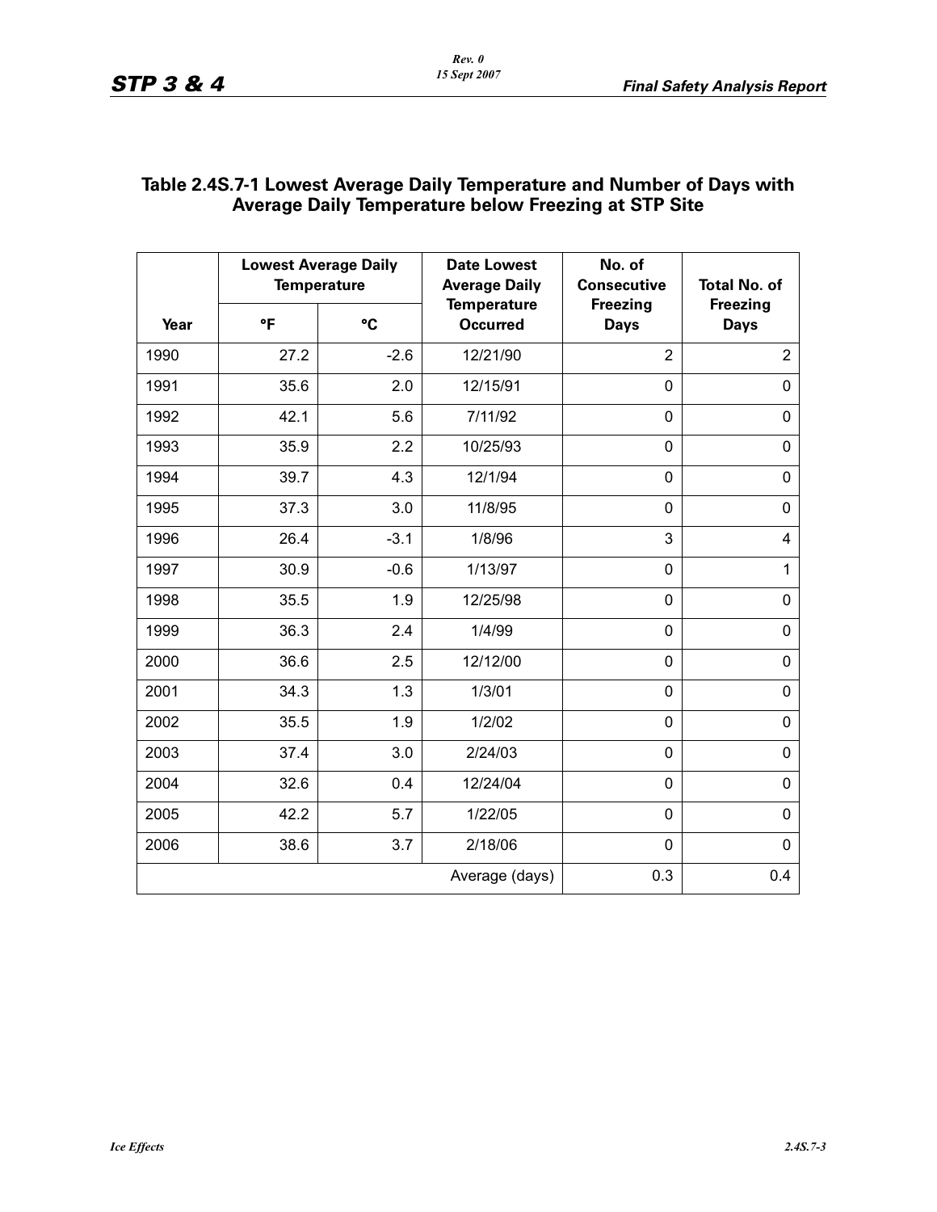### Table 2.4S.7-1 Lowest Average Daily Temperature and Number of Days with Average Daily Temperature below Freezing at STP Site

| Year | Lowest Average Daily Temperature | | Date Lowest Average Daily Temperature Occurred | No. of Consecutive Freezing Days | Total No. of Freezing Days |
|---|---|---|---|---|---|
| | °F | °C | | | |
| 1990 | 27.2 | -2.6 | 12/21/90 | 2 | 2 |
| 1991 | 35.6 | 2.0 | 12/15/91 | 0 | 0 |
| 1992 | 42.1 | 5.6 | 7/11/92 | 0 | 0 |
| 1993 | 35.9 | 2.2 | 10/25/93 | 0 | 0 |
| 1994 | 39.7 | 4.3 | 12/1/94 | 0 | 0 |
| 1995 | 37.3 | 3.0 | 11/8/95 | 0 | 0 |
| 1996 | 26.4 | -3.1 | 1/8/96 | 3 | 4 |
| 1997 | 30.9 | -0.6 | 1/13/97 | 0 | 1 |
| 1998 | 35.5 | 1.9 | 12/25/98 | 0 | 0 |
| 1999 | 36.3 | 2.4 | 1/4/99 | 0 | 0 |
| 2000 | 36.6 | 2.5 | 12/12/00 | 0 | 0 |
| 2001 | 34.3 | 1.3 | 1/3/01 | 0 | 0 |
| 2002 | 35.5 | 1.9 | 1/2/02 | 0 | 0 |
| 2003 | 37.4 | 3.0 | 2/24/03 | 0 | 0 |
| 2004 | 32.6 | 0.4 | 12/24/04 | 0 | 0 |
| 2005 | 42.2 | 5.7 | 1/22/05 | 0 | 0 |
| 2006 | 38.6 | 3.7 | 2/18/06 | 0 | 0 |
| | | | Average (days) | 0.3 | 0.4 |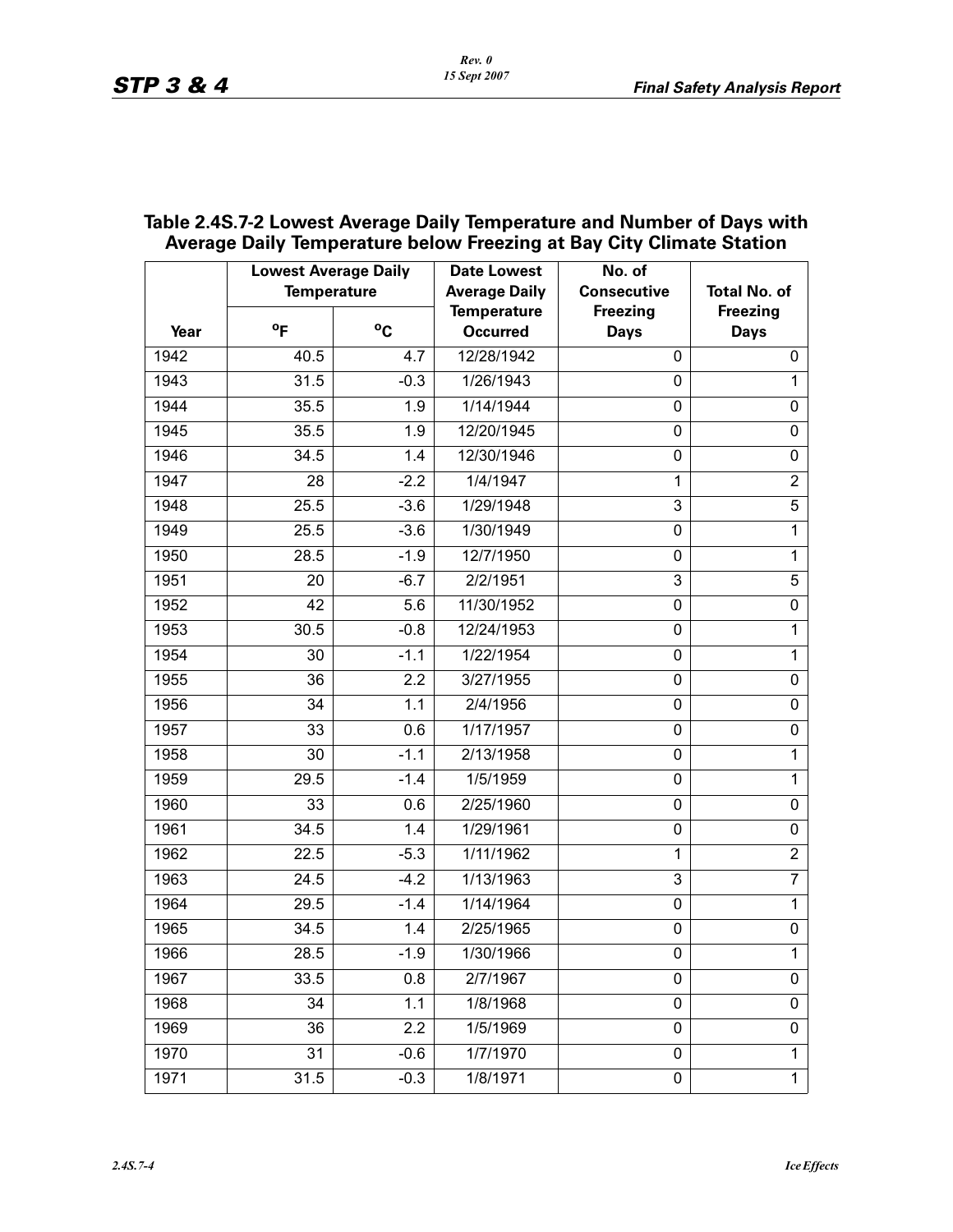**Table 2.4S.7-2 Lowest Average Daily Temperature and Number of Days with Average Daily Temperature below Freezing at Bay City Climate Station**

| Year | Lowest Average Daily Temperature | | Date Lowest Average Daily Temperature Occurred | No. of Consecutive Freezing Days | Total No. of Freezing Days |
|---|---|---|---|---|---|
| | °F | °C | | | |
| 1942 | 40.5 | 4.7 | 12/28/1942 | 0 | 0 |
| 1943 | 31.5 | -0.3 | 1/26/1943 | 0 | 1 |
| 1944 | 35.5 | 1.9 | 1/14/1944 | 0 | 0 |
| 1945 | 35.5 | 1.9 | 12/20/1945 | 0 | 0 |
| 1946 | 34.5 | 1.4 | 12/30/1946 | 0 | 0 |
| 1947 | 28 | -2.2 | 1/4/1947 | 1 | 2 |
| 1948 | 25.5 | -3.6 | 1/29/1948 | 3 | 5 |
| 1949 | 25.5 | -3.6 | 1/30/1949 | 0 | 1 |
| 1950 | 28.5 | -1.9 | 12/7/1950 | 0 | 1 |
| 1951 | 20 | -6.7 | 2/2/1951 | 3 | 5 |
| 1952 | 42 | 5.6 | 11/30/1952 | 0 | 0 |
| 1953 | 30.5 | -0.8 | 12/24/1953 | 0 | 1 |
| 1954 | 30 | -1.1 | 1/22/1954 | 0 | 1 |
| 1955 | 36 | 2.2 | 3/27/1955 | 0 | 0 |
| 1956 | 34 | 1.1 | 2/4/1956 | 0 | 0 |
| 1957 | 33 | 0.6 | 1/17/1957 | 0 | 0 |
| 1958 | 30 | -1.1 | 2/13/1958 | 0 | 1 |
| 1959 | 29.5 | -1.4 | 1/5/1959 | 0 | 1 |
| 1960 | 33 | 0.6 | 2/25/1960 | 0 | 0 |
| 1961 | 34.5 | 1.4 | 1/29/1961 | 0 | 0 |
| 1962 | 22.5 | -5.3 | 1/11/1962 | 1 | 2 |
| 1963 | 24.5 | -4.2 | 1/13/1963 | 3 | 7 |
| 1964 | 29.5 | -1.4 | 1/14/1964 | 0 | 1 |
| 1965 | 34.5 | 1.4 | 2/25/1965 | 0 | 0 |
| 1966 | 28.5 | -1.9 | 1/30/1966 | 0 | 1 |
| 1967 | 33.5 | 0.8 | 2/7/1967 | 0 | 0 |
| 1968 | 34 | 1.1 | 1/8/1968 | 0 | 0 |
| 1969 | 36 | 2.2 | 1/5/1969 | 0 | 0 |
| 1970 | 31 | -0.6 | 1/7/1970 | 0 | 1 |
| 1971 | 31.5 | -0.3 | 1/8/1971 | 0 | 1 |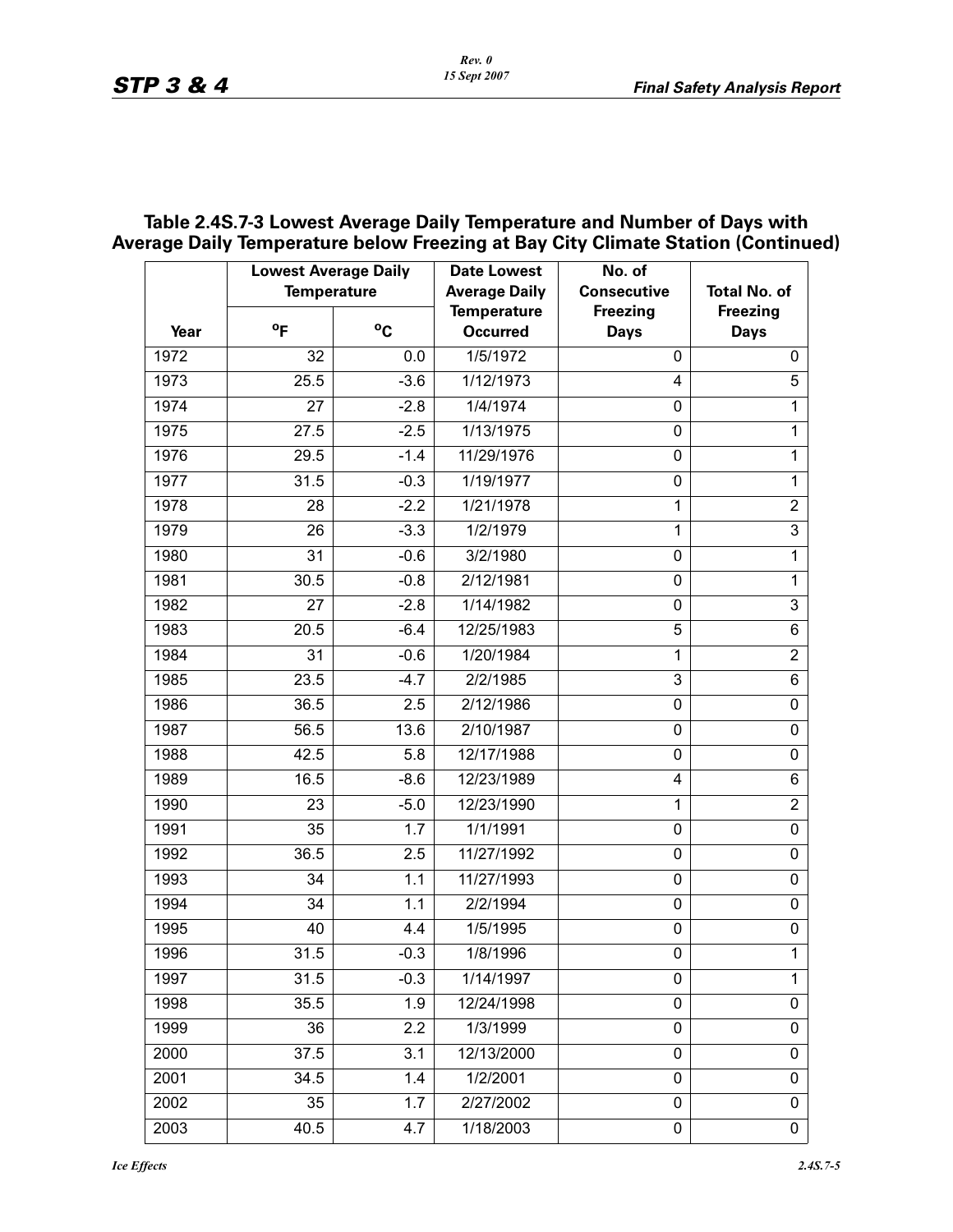## Table 2.4S.7-3 Lowest Average Daily Temperature and Number of Days with Average Daily Temperature below Freezing at Bay City Climate Station (Continued)

| Year | Lowest Average Daily Temperature | | Date Lowest Average Daily Temperature Occurred | No. of Consecutive Freezing Days | Total No. of Freezing Days |
|---|---|---|---|---|---|
| | °F | °C | | | |
| 1972 | 32 | 0.0 | 1/5/1972 | 0 | 0 |
| 1973 | 25.5 | -3.6 | 1/12/1973 | 4 | 5 |
| 1974 | 27 | -2.8 | 1/4/1974 | 0 | 1 |
| 1975 | 27.5 | -2.5 | 1/13/1975 | 0 | 1 |
| 1976 | 29.5 | -1.4 | 11/29/1976 | 0 | 1 |
| 1977 | 31.5 | -0.3 | 1/19/1977 | 0 | 1 |
| 1978 | 28 | -2.2 | 1/21/1978 | 1 | 2 |
| 1979 | 26 | -3.3 | 1/2/1979 | 1 | 3 |
| 1980 | 31 | -0.6 | 3/2/1980 | 0 | 1 |
| 1981 | 30.5 | -0.8 | 2/12/1981 | 0 | 1 |
| 1982 | 27 | -2.8 | 1/14/1982 | 0 | 3 |
| 1983 | 20.5 | -6.4 | 12/25/1983 | 5 | 6 |
| 1984 | 31 | -0.6 | 1/20/1984 | 1 | 2 |
| 1985 | 23.5 | -4.7 | 2/2/1985 | 3 | 6 |
| 1986 | 36.5 | 2.5 | 2/12/1986 | 0 | 0 |
| 1987 | 56.5 | 13.6 | 2/10/1987 | 0 | 0 |
| 1988 | 42.5 | 5.8 | 12/17/1988 | 0 | 0 |
| 1989 | 16.5 | -8.6 | 12/23/1989 | 4 | 6 |
| 1990 | 23 | -5.0 | 12/23/1990 | 1 | 2 |
| 1991 | 35 | 1.7 | 1/1/1991 | 0 | 0 |
| 1992 | 36.5 | 2.5 | 11/27/1992 | 0 | 0 |
| 1993 | 34 | 1.1 | 11/27/1993 | 0 | 0 |
| 1994 | 34 | 1.1 | 2/2/1994 | 0 | 0 |
| 1995 | 40 | 4.4 | 1/5/1995 | 0 | 0 |
| 1996 | 31.5 | -0.3 | 1/8/1996 | 0 | 1 |
| 1997 | 31.5 | -0.3 | 1/14/1997 | 0 | 1 |
| 1998 | 35.5 | 1.9 | 12/24/1998 | 0 | 0 |
| 1999 | 36 | 2.2 | 1/3/1999 | 0 | 0 |
| 2000 | 37.5 | 3.1 | 12/13/2000 | 0 | 0 |
| 2001 | 34.5 | 1.4 | 1/2/2001 | 0 | 0 |
| 2002 | 35 | 1.7 | 2/27/2002 | 0 | 0 |
| 2003 | 40.5 | 4.7 | 1/18/2003 | 0 | 0 |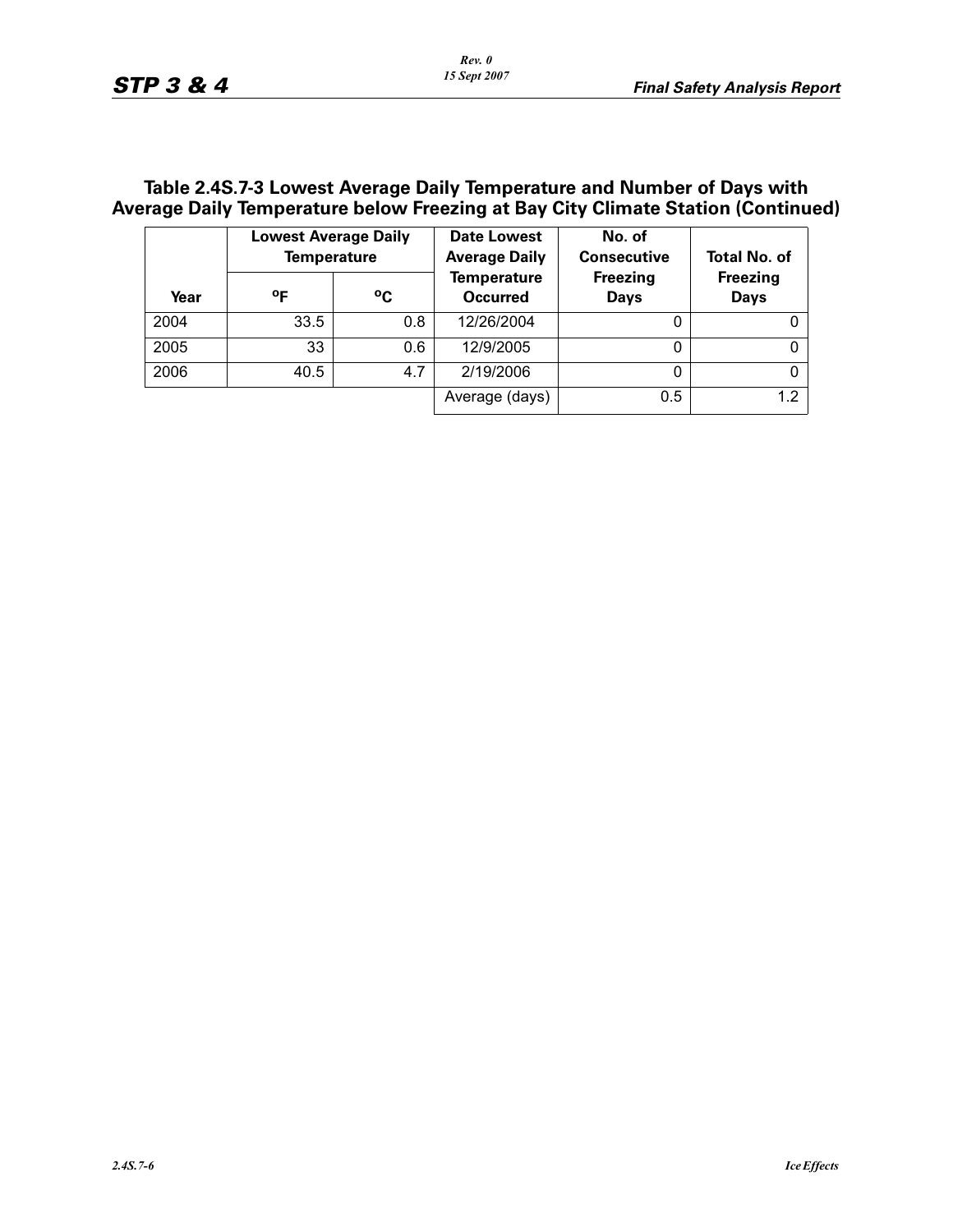## Table 2.4S.7-3 Lowest Average Daily Temperature and Number of Days with Average Daily Temperature below Freezing at Bay City Climate Station (Continued)

| Year | Lowest Average Daily Temperature | | Date Lowest Average Daily Temperature Occurred | No. of Consecutive Freezing Days | Total No. of Freezing Days |
|---|---|---|---|---|---|
| | ºF | ºC | | | |
| 2004 | 33.5 | 0.8 | 12/26/2004 | 0 | 0 |
| 2005 | 33 | 0.6 | 12/9/2005 | 0 | 0 |
| 2006 | 40.5 | 4.7 | 2/19/2006 | 0 | 0 |
| | | | Average (days) | 0.5 | 1.2 |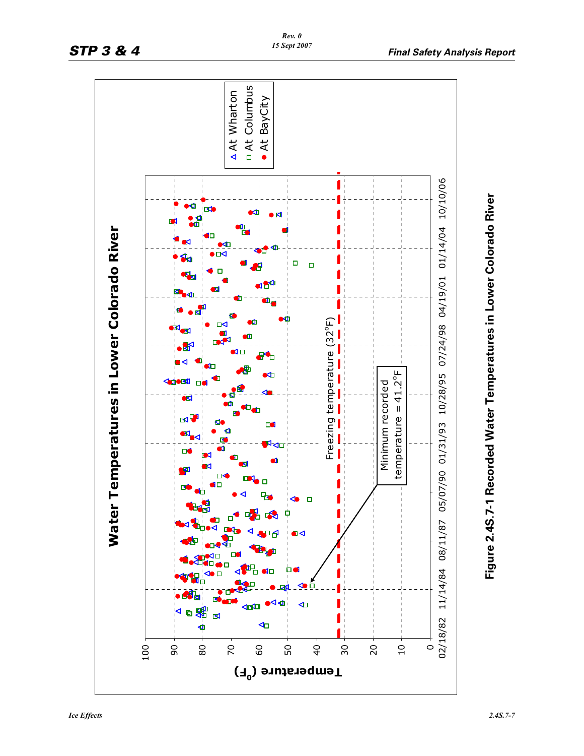**Water Temperatures in Lower Colorado River**

Temperature (°F)

Freezing temperature (32°F)

Minimum recorded temperature = 41.2°F

△ At Wharton
□ At Columbus
● At BayCity

02/18/82 11/14/84 08/11/87 05/07/90 01/31/93 10/28/95 07/24/98 04/19/01 01/14/04 10/10/06

**Figure 2.4S.7-1 Recorded Water Temperatures in Lower Colorado River**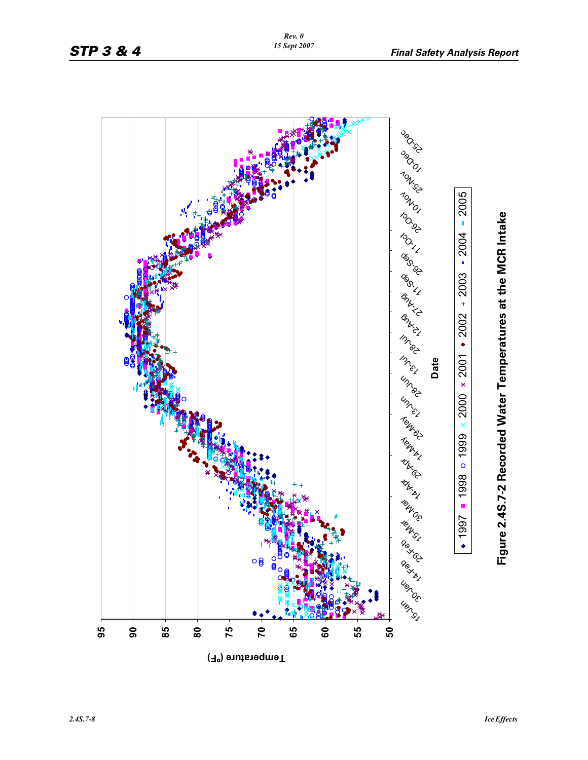Temperature (°F)

95
90
85
80
75
70
65
60
55
50

15-Jan
30-Jan
14-Feb
29-Feb
15-Mar
30-Mar
14-Apr
29-Apr
14-May
29-May
13-Jun
28-Jun
13-Jul
28-Jul
12-Aug
27-Aug
11-Sep
26-Sep
11-Oct
26-Oct
10-Nov
25-Nov
10-Dec
25-Dec

Date

1997 1998 1999 2000 2001 2002 2003 2004 2005

**Figure 2.4S.7-2 Recorded Water Temperatures at the MCR Intake**